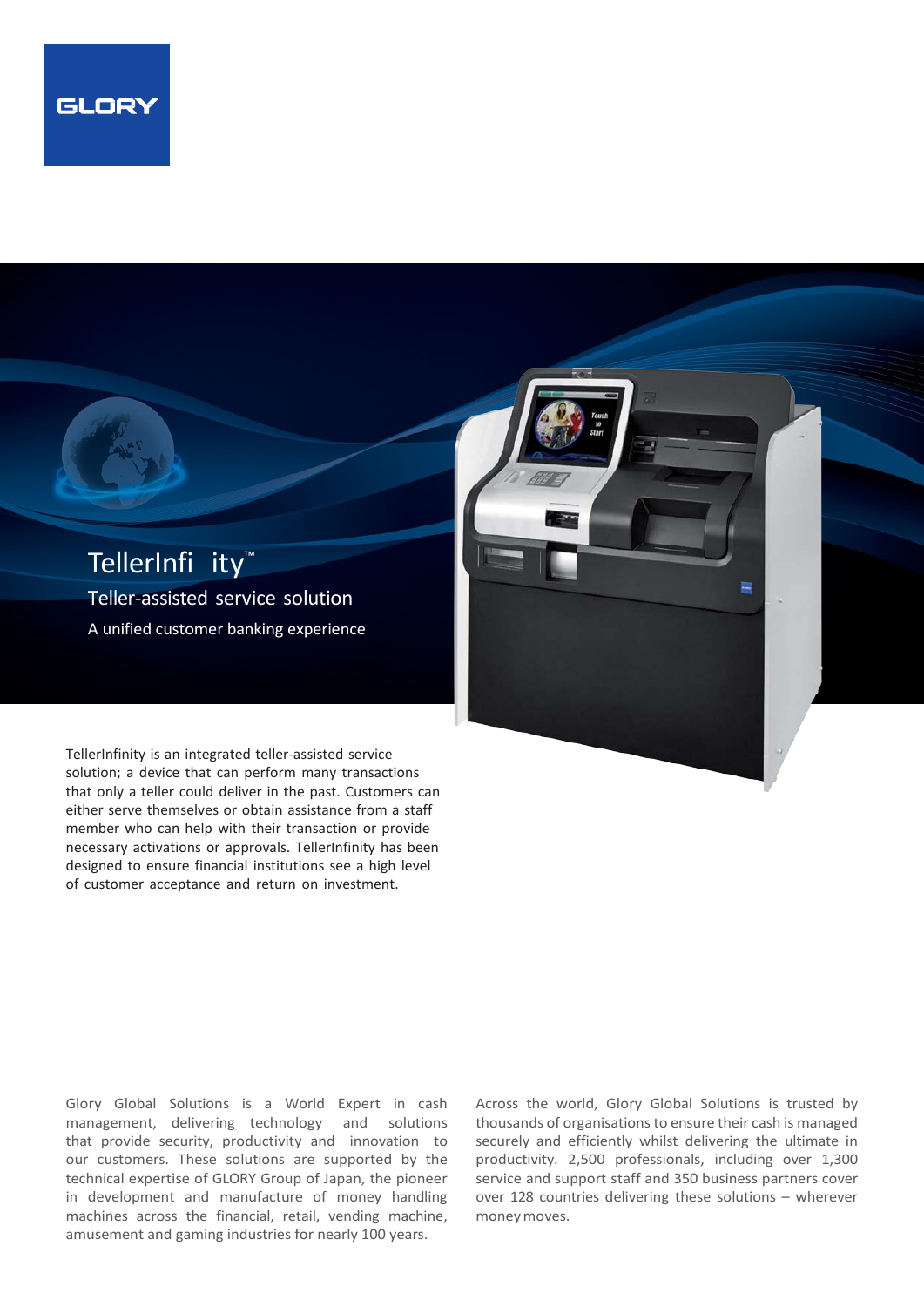GLORY

# TellerInfi ity™

## Teller-assisted service solution

A unified customer banking experience

TellerInfinity is an integrated teller-assisted service solution; a device that can perform many transactions that only a teller could deliver in the past. Customers can either serve themselves or obtain assistance from a staff member who can help with their transaction or provide necessary activations or approvals. TellerInfinity has been designed to ensure financial institutions see a high level of customer acceptance and return on investment.

Glory Global Solutions is a World Expert in cash management, delivering technology and solutions that provide security, productivity and innovation to our customers. These solutions are supported by the technical expertise of GLORY Group of Japan, the pioneer in development and manufacture of money handling machines across the financial, retail, vending machine, amusement and gaming industries for nearly 100 years.

Across the world, Glory Global Solutions is trusted by thousands of organisations to ensure their cash is managed securely and efficiently whilst delivering the ultimate in productivity. 2,500 professionals, including over 1,300 service and support staff and 350 business partners cover over 128 countries delivering these solutions – wherever money moves.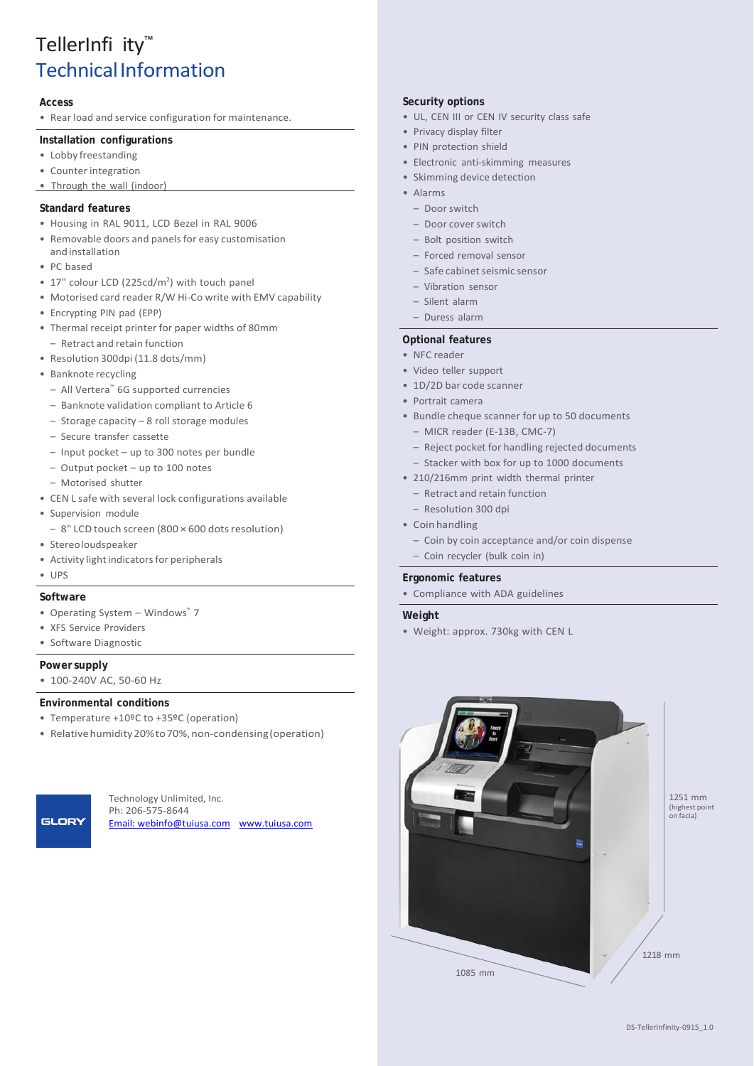# TellerInfi ity™

## Technical Information

### Access

- Rear load and service configuration for maintenance.

### Installation configurations

- Lobby freestanding
- Counter integration
- Through the wall (indoor)

### Standard features

- Housing in RAL 9011, LCD Bezel in RAL 9006
- Removable doors and panels for easy customisation and installation
- PC based
- 17" colour LCD (225cd/m$^2$) with touch panel
- Motorised card reader R/W Hi-Co write with EMV capability
- Encrypting PIN pad (EPP)
- Thermal receipt printer for paper widths of 80mm
  - Retract and retain function
- Resolution 300dpi (11.8 dots/mm)
- Banknote recycling
  - All Vertera™ 6G supported currencies
  - Banknote validation compliant to Article 6
  - Storage capacity – 8 roll storage modules
  - Secure transfer cassette
  - Input pocket – up to 300 notes per bundle
  - Output pocket – up to 100 notes
  - Motorised shutter
- CEN L safe with several lock configurations available
- Supervision module
  - 8" LCD touch screen (800 × 600 dots resolution)
- Stereo loudspeaker
- Activity light indicators for peripherals
- UPS

### Software

- Operating System – Windows® 7
- XFS Service Providers
- Software Diagnostic

### Power supply

- 100-240V AC, 50-60 Hz

### Environmental conditions

- Temperature +10ºC to +35ºC (operation)
- Relative humidity 20% to 70%, non-condensing (operation)

### Security options

- UL, CEN III or CEN IV security class safe
- Privacy display filter
- PIN protection shield
- Electronic anti-skimming measures
- Skimming device detection
- Alarms
  - Door switch
  - Door cover switch
  - Bolt position switch
  - Forced removal sensor
  - Safe cabinet seismic sensor
  - Vibration sensor
  - Silent alarm
  - Duress alarm

### Optional features

- NFC reader
- Video teller support
- 1D/2D bar code scanner
- Portrait camera
- Bundle cheque scanner for up to 50 documents
  - MICR reader (E-13B, CMC-7)
  - Reject pocket for handling rejected documents
  - Stacker with box for up to 1000 documents
- 210/216mm print width thermal printer
  - Retract and retain function
  - Resolution 300 dpi
- Coin handling
  - Coin by coin acceptance and/or coin dispense
  - Coin recycler (bulk coin in)

### Ergonomic features

- Compliance with ADA guidelines

### Weight

- Weight: approx. 730kg with CEN L

1251 mm (highest point on facia)

1218 mm

1085 mm

GLORY

Technology Unlimited, Inc.
Ph: 206-575-8644
Email: webinfo@tuiusa.com www.tuiusa.com

DS-TellerInfinity-0915_1.0